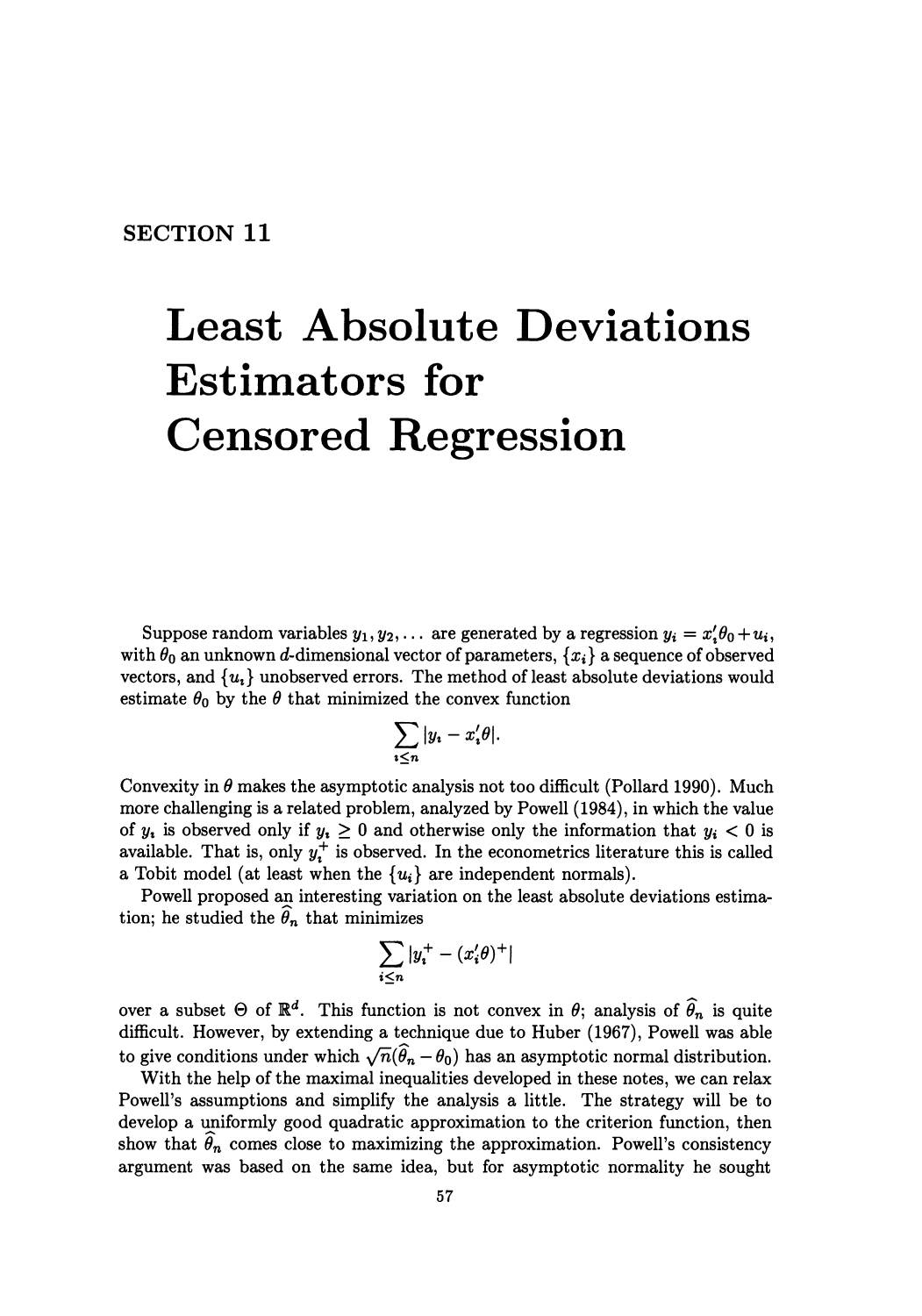# SECTION 11

# Least Absolute Deviations Estimators for Censored Regression

Suppose random variables $y_1, y_2, \ldots$ are generated by a regression $y_i = x_i'\theta_0 + u_i$, with $\theta_0$ an unknown $d$-dimensional vector of parameters, $\{x_i\}$ a sequence of observed vectors, and $\{u_i\}$ unobserved errors. The method of least absolute deviations would estimate $\theta_0$ by the $\theta$ that minimized the convex function

$$\sum_{i \leq n} |y_i - x_i'\theta|.$$

Convexity in $\theta$ makes the asymptotic analysis not too difficult (Pollard 1990). Much more challenging is a related problem, analyzed by Powell (1984), in which the value of $y_i$ is observed only if $y_i \geq 0$ and otherwise only the information that $y_i < 0$ is available. That is, only $y_i^+$ is observed. In the econometrics literature this is called a Tobit model (at least when the $\{u_i\}$ are independent normals).

Powell proposed an interesting variation on the least absolute deviations estimation; he studied the $\widehat{\theta}_n$ that minimizes

$$\sum_{i \leq n} |y_i^+ - (x_i'\theta)^+|$$

over a subset $\Theta$ of $\mathbb{R}^d$. This function is not convex in $\theta$; analysis of $\widehat{\theta}_n$ is quite difficult. However, by extending a technique due to Huber (1967), Powell was able to give conditions under which $\sqrt{n}(\widehat{\theta}_n - \theta_0)$ has an asymptotic normal distribution.

With the help of the maximal inequalities developed in these notes, we can relax Powell's assumptions and simplify the analysis a little. The strategy will be to develop a uniformly good quadratic approximation to the criterion function, then show that $\widehat{\theta}_n$ comes close to maximizing the approximation. Powell's consistency argument was based on the same idea, but for asymptotic normality he sought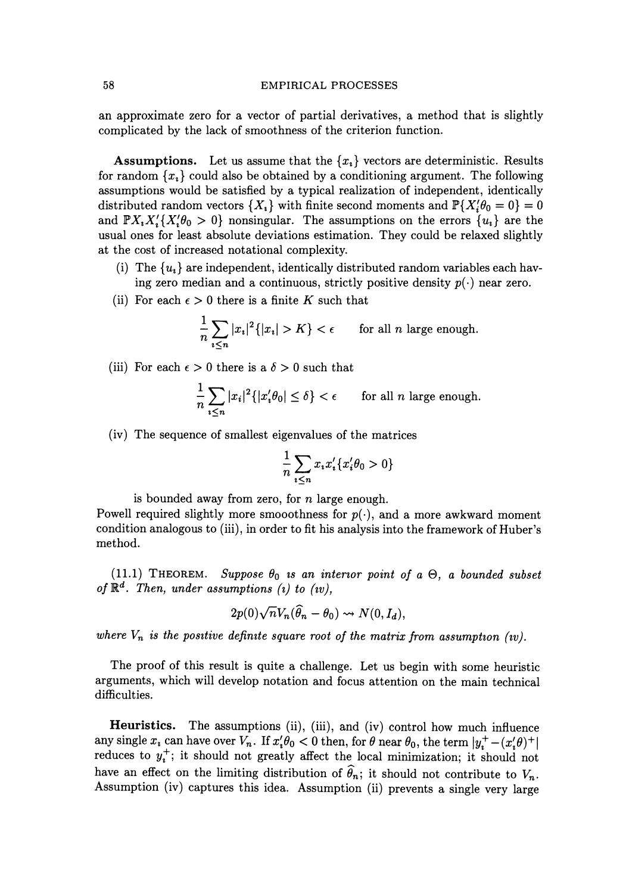an approximate zero for a vector of partial derivatives, a method that is slightly complicated by the lack of smoothness of the criterion function.

**Assumptions.** Let us assume that the $\{x_i\}$ vectors are deterministic. Results for random $\{x_i\}$ could also be obtained by a conditioning argument. The following assumptions would be satisfied by a typical realization of independent, identically distributed random vectors $\{X_i\}$ with finite second moments and $\mathbb{P}\{X_i'\theta_0 = 0\} = 0$ and $\mathbb{P}X_i X_i'\{X_i'\theta_0 > 0\}$ nonsingular. The assumptions on the errors $\{u_i\}$ are the usual ones for least absolute deviations estimation. They could be relaxed slightly at the cost of increased notational complexity.

(i) The $\{u_i\}$ are independent, identically distributed random variables each having zero median and a continuous, strictly positive density $p(\cdot)$ near zero.

(ii) For each $\epsilon > 0$ there is a finite $K$ such that

$$\frac{1}{n}\sum_{i\leq n} |x_i|^2\{|x_i| > K\} < \epsilon \qquad \text{for all } n \text{ large enough.}$$

(iii) For each $\epsilon > 0$ there is a $\delta > 0$ such that

$$\frac{1}{n}\sum_{i\leq n} |x_i|^2\{|x_i'\theta_0| \leq \delta\} < \epsilon \qquad \text{for all } n \text{ large enough.}$$

(iv) The sequence of smallest eigenvalues of the matrices

$$\frac{1}{n}\sum_{i\leq n} x_i x_i'\{x_i'\theta_0 > 0\}$$

is bounded away from zero, for $n$ large enough.

Powell required slightly more smooothness for $p(\cdot)$, and a more awkward moment condition analogous to (iii), in order to fit his analysis into the framework of Huber's method.

(11.1) THEOREM. *Suppose $\theta_0$ is an interior point of a $\Theta$, a bounded subset of $\mathbb{R}^d$. Then, under assumptions (i) to (iv),*

$$2p(0)\sqrt{n}V_n(\widehat{\theta}_n - \theta_0) \rightsquigarrow N(0, I_d),$$

*where $V_n$ is the positive definite square root of the matrix from assumption (iv).*

The proof of this result is quite a challenge. Let us begin with some heuristic arguments, which will develop notation and focus attention on the main technical difficulties.

**Heuristics.** The assumptions (ii), (iii), and (iv) control how much influence any single $x_i$ can have over $V_n$. If $x_i'\theta_0 < 0$ then, for $\theta$ near $\theta_0$, the term $|y_i^+ - (x_i'\theta)^+|$ reduces to $y_i^+$; it should not greatly affect the local minimization; it should not have an effect on the limiting distribution of $\widehat{\theta}_n$; it should not contribute to $V_n$. Assumption (iv) captures this idea. Assumption (ii) prevents a single very large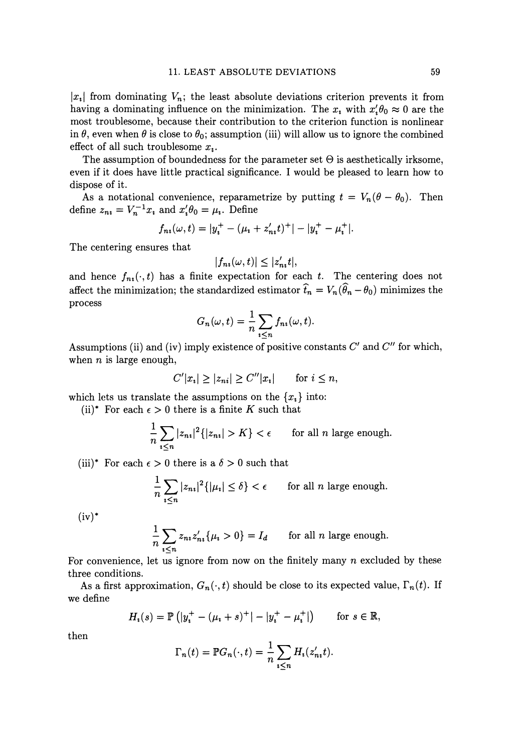$|x_i|$ from dominating $V_n$; the least absolute deviations criterion prevents it from having a dominating influence on the minimization. The $x_i$ with $x_i'\theta_0 \approx 0$ are the most troublesome, because their contribution to the criterion function is nonlinear in $\theta$, even when $\theta$ is close to $\theta_0$; assumption (iii) will allow us to ignore the combined effect of all such troublesome $x_i$.

The assumption of boundedness for the parameter set $\Theta$ is aesthetically irksome, even if it does have little practical significance. I would be pleased to learn how to dispose of it.

As a notational convenience, reparametrize by putting $t = V_n(\theta - \theta_0)$. Then define $z_{ni} = V_n^{-1}x_i$ and $x_i'\theta_0 = \mu_i$. Define

$$f_{ni}(\omega, t) = |y_i^+ - (\mu_i + z_{ni}'t)^+| - |y_i^+ - \mu_i^+|.$$

The centering ensures that

$$|f_{ni}(\omega, t)| \leq |z_{ni}'t|,$$

and hence $f_{ni}(\cdot, t)$ has a finite expectation for each $t$. The centering does not affect the minimization; the standardized estimator $\widehat{t}_n = V_n(\widehat{\theta}_n - \theta_0)$ minimizes the process

$$G_n(\omega, t) = \frac{1}{n}\sum_{i \leq n} f_{ni}(\omega, t).$$

Assumptions (ii) and (iv) imply existence of positive constants $C'$ and $C''$ for which, when $n$ is large enough,

$$C'|x_i| \geq |z_{ni}| \geq C''|x_i| \qquad \text{for } i \leq n,$$

which lets us translate the assumptions on the $\{x_i\}$ into:

(ii)* For each $\epsilon > 0$ there is a finite $K$ such that

$$\frac{1}{n}\sum_{i \leq n} |z_{ni}|^2\{|z_{ni}| > K\} < \epsilon \qquad \text{for all } n \text{ large enough.}$$

(iii)* For each $\epsilon > 0$ there is a $\delta > 0$ such that

$$\frac{1}{n}\sum_{i \leq n} |z_{ni}|^2\{|\mu_i| \leq \delta\} < \epsilon \qquad \text{for all } n \text{ large enough.}$$

(iv)*

$$\frac{1}{n}\sum_{i \leq n} z_{ni}z_{ni}'\{\mu_i > 0\} = I_d \qquad \text{for all } n \text{ large enough.}$$

For convenience, let us ignore from now on the finitely many $n$ excluded by these three conditions.

As a first approximation, $G_n(\cdot, t)$ should be close to its expected value, $\Gamma_n(t)$. If we define

$$H_i(s) = \mathbb{P}\left(|y_i^+ - (\mu_i + s)^+| - |y_i^+ - \mu_i^+|\right) \qquad \text{for } s \in \mathbb{R},$$

then

$$\Gamma_n(t) = \mathbb{P}G_n(\cdot, t) = \frac{1}{n}\sum_{i \leq n} H_i(z_{ni}'t).$$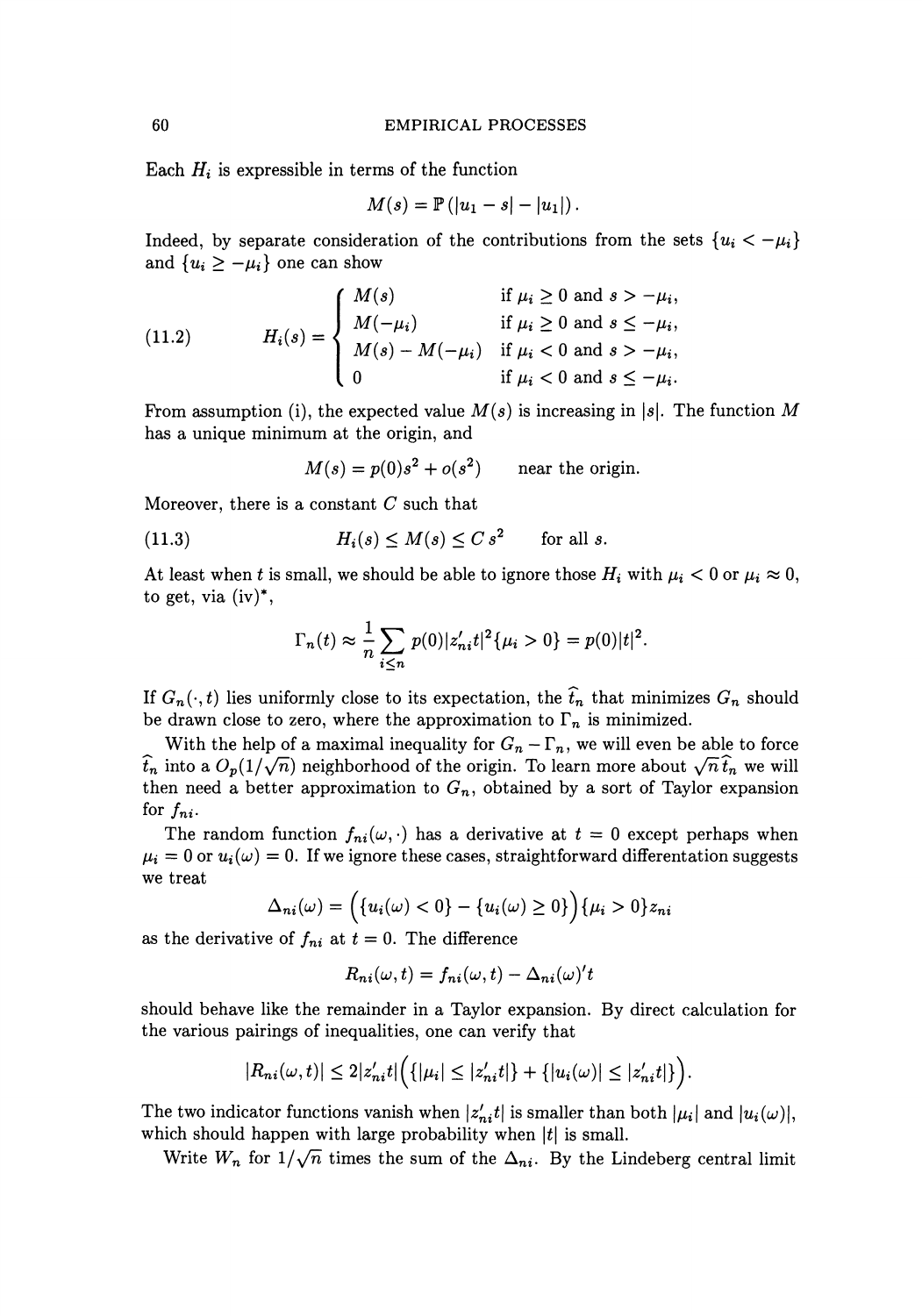Each $H_i$ is expressible in terms of the function

$$M(s) = \mathbb{P}\left(|u_1 - s| - |u_1|\right).$$

Indeed, by separate consideration of the contributions from the sets $\{u_i < -\mu_i\}$ and $\{u_i \geq -\mu_i\}$ one can show

$$H_i(s) = \begin{cases} M(s) & \text{if } \mu_i \geq 0 \text{ and } s > -\mu_i, \\ M(-\mu_i) & \text{if } \mu_i \geq 0 \text{ and } s \leq -\mu_i, \\ M(s) - M(-\mu_i) & \text{if } \mu_i < 0 \text{ and } s > -\mu_i, \\ 0 & \text{if } \mu_i < 0 \text{ and } s \leq -\mu_i. \end{cases} \tag{11.2}$$

From assumption (i), the expected value $M(s)$ is increasing in $|s|$. The function $M$ has a unique minimum at the origin, and

$$M(s) = p(0)s^2 + o(s^2) \qquad \text{near the origin.}$$

Moreover, there is a constant $C$ such that

$$H_i(s) \leq M(s) \leq C\, s^2 \qquad \text{for all } s. \tag{11.3}$$

At least when $t$ is small, we should be able to ignore those $H_i$ with $\mu_i < 0$ or $\mu_i \approx 0$, to get, via (iv)*,

$$\Gamma_n(t) \approx \frac{1}{n} \sum_{i \leq n} p(0)|z_{ni}' t|^2 \{\mu_i > 0\} = p(0)|t|^2.$$

If $G_n(\cdot, t)$ lies uniformly close to its expectation, the $\widehat{t}_n$ that minimizes $G_n$ should be drawn close to zero, where the approximation to $\Gamma_n$ is minimized.

With the help of a maximal inequality for $G_n - \Gamma_n$, we will even be able to force $\widehat{t}_n$ into a $O_p(1/\sqrt{n})$ neighborhood of the origin. To learn more about $\sqrt{n}\,\widehat{t}_n$ we will then need a better approximation to $G_n$, obtained by a sort of Taylor expansion for $f_{ni}$.

The random function $f_{ni}(\omega, \cdot)$ has a derivative at $t = 0$ except perhaps when $\mu_i = 0$ or $u_i(\omega) = 0$. If we ignore these cases, straightforward differentation suggests we treat

$$\Delta_{ni}(\omega) = \Big(\{u_i(\omega) < 0\} - \{u_i(\omega) \geq 0\}\Big)\{\mu_i > 0\} z_{ni}$$

as the derivative of $f_{ni}$ at $t = 0$. The difference

$$R_{ni}(\omega, t) = f_{ni}(\omega, t) - \Delta_{ni}(\omega)' t$$

should behave like the remainder in a Taylor expansion. By direct calculation for the various pairings of inequalities, one can verify that

$$|R_{ni}(\omega, t)| \leq 2|z_{ni}' t| \Big(\{|\mu_i| \leq |z_{ni}' t|\} + \{|u_i(\omega)| \leq |z_{ni}' t|\}\Big).$$

The two indicator functions vanish when $|z_{ni}' t|$ is smaller than both $|\mu_i|$ and $|u_i(\omega)|$, which should happen with large probability when $|t|$ is small.

Write $W_n$ for $1/\sqrt{n}$ times the sum of the $\Delta_{ni}$. By the Lindeberg central limit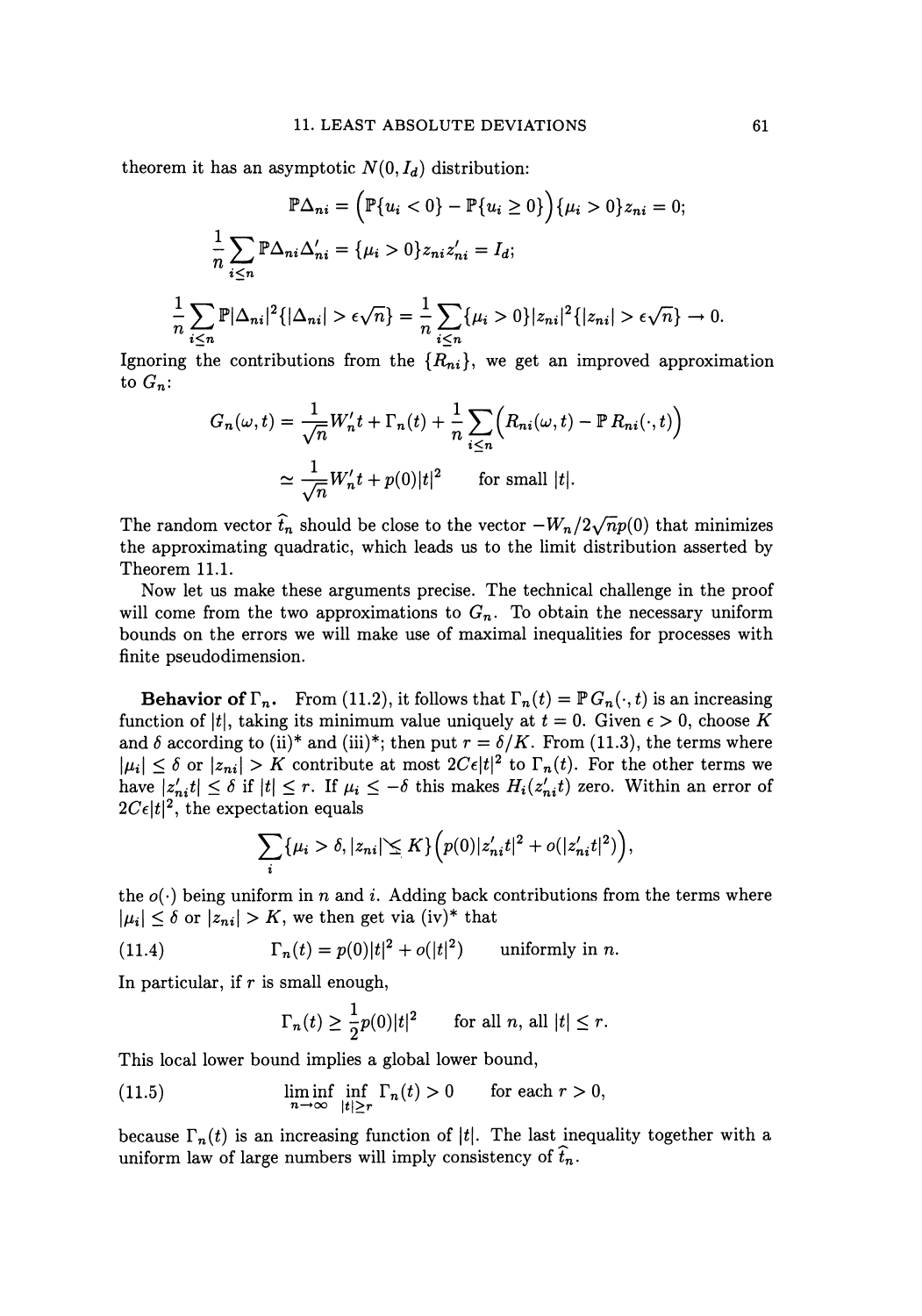theorem it has an asymptotic $N(0, I_d)$ distribution:

$$\mathbb{P}\Delta_{ni} = \Big(\mathbb{P}\{u_i < 0\} - \mathbb{P}\{u_i \geq 0\}\Big)\{\mu_i > 0\} z_{ni} = 0;$$

$$\frac{1}{n}\sum_{i \leq n} \mathbb{P}\Delta_{ni}\Delta'_{ni} = \{\mu_i > 0\} z_{ni} z'_{ni} = I_d;$$

$$\frac{1}{n}\sum_{i \leq n} \mathbb{P}|\Delta_{ni}|^2\{|\Delta_{ni}| > \epsilon\sqrt{n}\} = \frac{1}{n}\sum_{i \leq n}\{\mu_i > 0\}|z_{ni}|^2\{|z_{ni}| > \epsilon\sqrt{n}\} \to 0.$$

Ignoring the contributions from the $\{R_{ni}\}$, we get an improved approximation to $G_n$:

$$\begin{aligned} G_n(\omega, t) &= \frac{1}{\sqrt{n}} W'_n t + \Gamma_n(t) + \frac{1}{n}\sum_{i \leq n}\Big(R_{ni}(\omega, t) - \mathbb{P}\, R_{ni}(\cdot, t)\Big) \\ &\simeq \frac{1}{\sqrt{n}} W'_n t + p(0)|t|^2 \qquad \text{for small } |t|. \end{aligned}$$

The random vector $\widehat{t}_n$ should be close to the vector $-W_n/2\sqrt{n}p(0)$ that minimizes the approximating quadratic, which leads us to the limit distribution asserted by Theorem 11.1.

Now let us make these arguments precise. The technical challenge in the proof will come from the two approximations to $G_n$. To obtain the necessary uniform bounds on the errors we will make use of maximal inequalities for processes with finite pseudodimension.

**Behavior of $\Gamma_n$.** From (11.2), it follows that $\Gamma_n(t) = \mathbb{P}\, G_n(\cdot, t)$ is an increasing function of $|t|$, taking its minimum value uniquely at $t = 0$. Given $\epsilon > 0$, choose $K$ and $\delta$ according to (ii)* and (iii)*; then put $r = \delta/K$. From (11.3), the terms where $|\mu_i| \leq \delta$ or $|z_{ni}| > K$ contribute at most $2C\epsilon|t|^2$ to $\Gamma_n(t)$. For the other terms we have $|z'_{ni}t| \leq \delta$ if $|t| \leq r$. If $\mu_i \leq -\delta$ this makes $H_i(z'_{ni}t)$ zero. Within an error of $2C\epsilon|t|^2$, the expectation equals

$$\sum_i \{\mu_i > \delta, |z_{ni}| \leq K\}\Big(p(0)|z'_{ni}t|^2 + o(|z'_{ni}t|^2)\Big),$$

the $o(\cdot)$ being uniform in $n$ and $i$. Adding back contributions from the terms where $|\mu_i| \leq \delta$ or $|z_{ni}| > K$, we then get via (iv)* that

$$\Gamma_n(t) = p(0)|t|^2 + o(|t|^2) \qquad \text{uniformly in } n. \tag{11.4}$$

In particular, if $r$ is small enough,

$$\Gamma_n(t) \geq \frac{1}{2}p(0)|t|^2 \qquad \text{for all } n, \text{ all } |t| \leq r.$$

This local lower bound implies a global lower bound,

$$\liminf_{n\to\infty} \inf_{|t| \geq r} \Gamma_n(t) > 0 \qquad \text{for each } r > 0, \tag{11.5}$$

because $\Gamma_n(t)$ is an increasing function of $|t|$. The last inequality together with a uniform law of large numbers will imply consistency of $\widehat{t}_n$.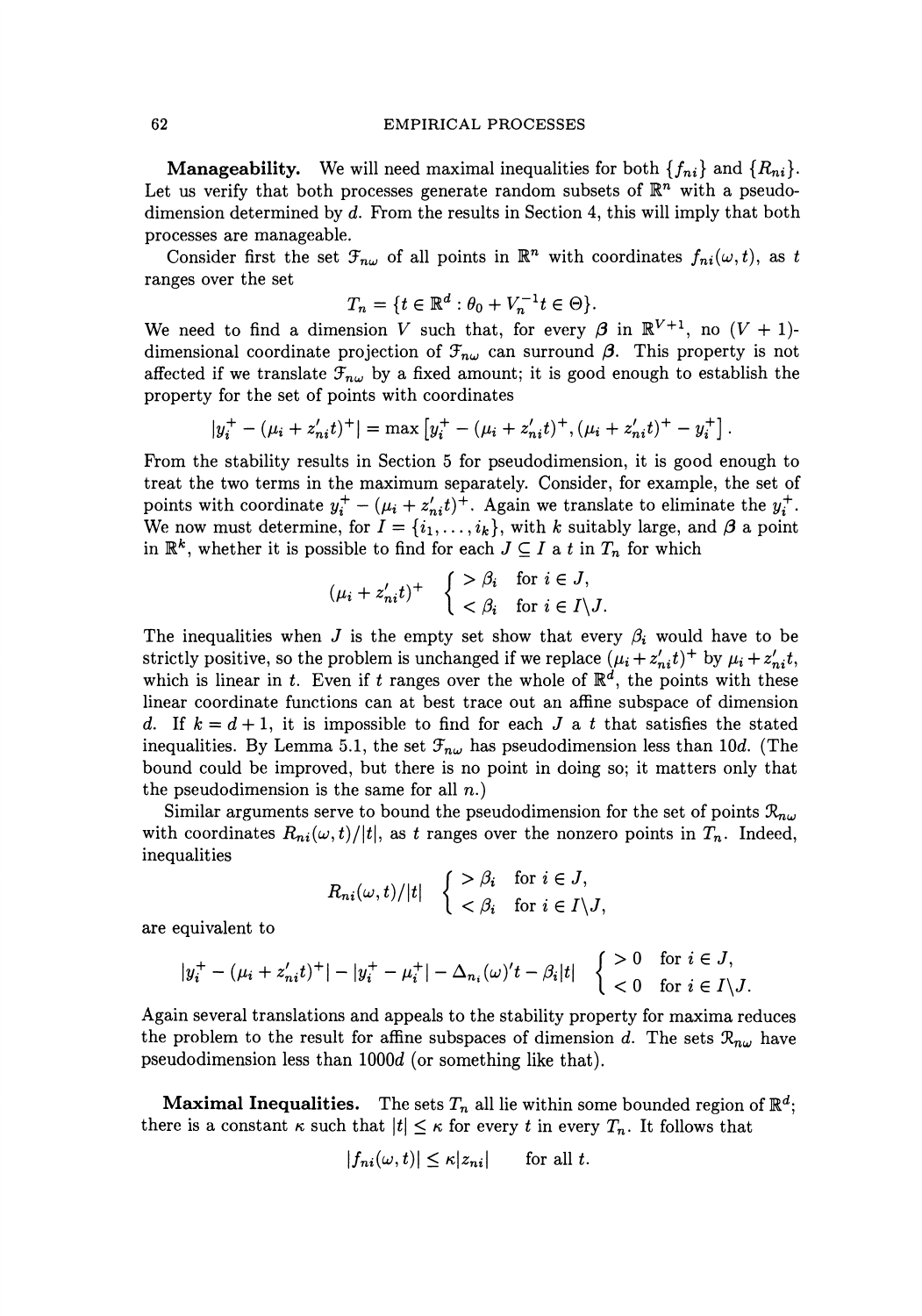**Manageability.** We will need maximal inequalities for both $\{f_{ni}\}$ and $\{R_{ni}\}$. Let us verify that both processes generate random subsets of $\mathbb{R}^n$ with a pseudodimension determined by $d$. From the results in Section 4, this will imply that both processes are manageable.

Consider first the set $\mathcal{F}_{n\omega}$ of all points in $\mathbb{R}^n$ with coordinates $f_{ni}(\omega, t)$, as $t$ ranges over the set

$$T_n = \{t \in \mathbb{R}^d : \theta_0 + V_n^{-1} t \in \Theta\}.$$

We need to find a dimension $V$ such that, for every $\boldsymbol{\beta}$ in $\mathbb{R}^{V+1}$, no $(V+1)$-dimensional coordinate projection of $\mathcal{F}_{n\omega}$ can surround $\boldsymbol{\beta}$. This property is not affected if we translate $\mathcal{F}_{n\omega}$ by a fixed amount; it is good enough to establish the property for the set of points with coordinates

$$|y_i^+ - (\mu_i + z_{ni}'t)^+| = \max\left[y_i^+ - (\mu_i + z_{ni}'t)^+, (\mu_i + z_{ni}'t)^+ - y_i^+\right].$$

From the stability results in Section 5 for pseudodimension, it is good enough to treat the two terms in the maximum separately. Consider, for example, the set of points with coordinate $y_i^+ - (\mu_i + z_{ni}'t)^+$. Again we translate to eliminate the $y_i^+$. We now must determine, for $I = \{i_1, \ldots, i_k\}$, with $k$ suitably large, and $\boldsymbol{\beta}$ a point in $\mathbb{R}^k$, whether it is possible to find for each $J \subseteq I$ a $t$ in $T_n$ for which

$$(\mu_i + z_{ni}'t)^+ \quad \begin{cases} > \beta_i & \text{for } i \in J, \\ < \beta_i & \text{for } i \in I \backslash J. \end{cases}$$

The inequalities when $J$ is the empty set show that every $\beta_i$ would have to be strictly positive, so the problem is unchanged if we replace $(\mu_i + z_{ni}'t)^+$ by $\mu_i + z_{ni}'t$, which is linear in $t$. Even if $t$ ranges over the whole of $\mathbb{R}^d$, the points with these linear coordinate functions can at best trace out an affine subspace of dimension $d$. If $k = d+1$, it is impossible to find for each $J$ a $t$ that satisfies the stated inequalities. By Lemma 5.1, the set $\mathcal{F}_{n\omega}$ has pseudodimension less than $10d$. (The bound could be improved, but there is no point in doing so; it matters only that the pseudodimension is the same for all $n$.)

Similar arguments serve to bound the pseudodimension for the set of points $\mathcal{R}_{n\omega}$ with coordinates $R_{ni}(\omega, t)/|t|$, as $t$ ranges over the nonzero points in $T_n$. Indeed, inequalities

$$R_{ni}(\omega, t)/|t| \quad \begin{cases} > \beta_i & \text{for } i \in J, \\ < \beta_i & \text{for } i \in I \backslash J, \end{cases}$$

are equivalent to

$$|y_i^+ - (\mu_i + z_{ni}'t)^+| - |y_i^+ - \mu_i^+| - \Delta_{n_i}(\omega)'t - \beta_i|t| \quad \begin{cases} > 0 & \text{for } i \in J, \\ < 0 & \text{for } i \in I \backslash J. \end{cases}$$

Again several translations and appeals to the stability property for maxima reduces the problem to the result for affine subspaces of dimension $d$. The sets $\mathcal{R}_{n\omega}$ have pseudodimension less than $1000d$ (or something like that).

**Maximal Inequalities.** The sets $T_n$ all lie within some bounded region of $\mathbb{R}^d$; there is a constant $\kappa$ such that $|t| \leq \kappa$ for every $t$ in every $T_n$. It follows that

$$|f_{ni}(\omega, t)| \leq \kappa |z_{ni}| \qquad \text{for all } t.$$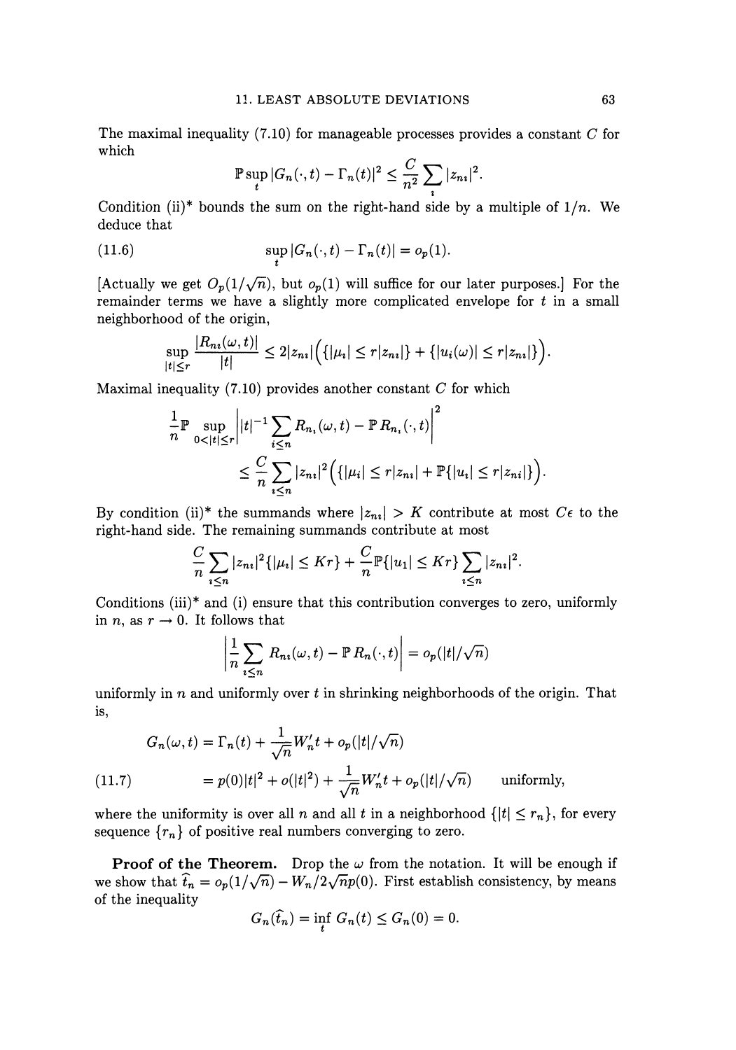The maximal inequality (7.10) for manageable processes provides a constant $C$ for which

$$\mathbb{P}\sup_t |G_n(\cdot,t) - \Gamma_n(t)|^2 \le \frac{C}{n^2}\sum_i |z_{ni}|^2.$$

Condition (ii)* bounds the sum on the right-hand side by a multiple of $1/n$. We deduce that

$$\sup_t |G_n(\cdot,t) - \Gamma_n(t)| = o_p(1). \tag{11.6}$$

[Actually we get $O_p(1/\sqrt{n})$, but $o_p(1)$ will suffice for our later purposes.] For the remainder terms we have a slightly more complicated envelope for $t$ in a small neighborhood of the origin,

$$\sup_{|t|\le r} \frac{|R_{ni}(\omega,t)|}{|t|} \le 2|z_{ni}|\Big(\{|\mu_i| \le r|z_{ni}|\} + \{|u_i(\omega)| \le r|z_{ni}|\}\Big).$$

Maximal inequality (7.10) provides another constant $C$ for which

$$\begin{aligned}
&\frac{1}{n}\mathbb{P}\sup_{0<|t|\le r}\left| |t|^{-1}\sum_{i\le n} R_{n_i}(\omega,t) - \mathbb{P}R_{n_i}(\cdot,t)\right|^2 \\
&\qquad \le \frac{C}{n}\sum_{i\le n}|z_{ni}|^2\Big(\{|\mu_i| \le r|z_{ni}| + \mathbb{P}\{|u_i| \le r|z_{ni}|\}\Big).
\end{aligned}$$

By condition (ii)* the summands where $|z_{ni}| > K$ contribute at most $C\epsilon$ to the right-hand side. The remaining summands contribute at most

$$\frac{C}{n}\sum_{i\le n}|z_{ni}|^2\{|\mu_i| \le Kr\} + \frac{C}{n}\mathbb{P}\{|u_1| \le Kr\}\sum_{i\le n}|z_{ni}|^2.$$

Conditions (iii)* and (i) ensure that this contribution converges to zero, uniformly in $n$, as $r \to 0$. It follows that

$$\left|\frac{1}{n}\sum_{i\le n} R_{ni}(\omega,t) - \mathbb{P}R_n(\cdot,t)\right| = o_p(|t|/\sqrt{n})$$

uniformly in $n$ and uniformly over $t$ in shrinking neighborhoods of the origin. That is,

$$\begin{aligned}
G_n(\omega,t) &= \Gamma_n(t) + \frac{1}{\sqrt{n}}W_n't + o_p(|t|/\sqrt{n}) \\
&= p(0)|t|^2 + o(|t|^2) + \frac{1}{\sqrt{n}}W_n't + o_p(|t|/\sqrt{n}) \qquad \text{uniformly,}
\end{aligned} \tag{11.7}$$

where the uniformity is over all $n$ and all $t$ in a neighborhood $\{|t| \le r_n\}$, for every sequence $\{r_n\}$ of positive real numbers converging to zero.

**Proof of the Theorem.** Drop the $\omega$ from the notation. It will be enough if we show that $\widehat{t}_n = o_p(1/\sqrt{n}) - W_n/2\sqrt{n}p(0)$. First establish consistency, by means of the inequality

$$G_n(\widehat{t}_n) = \inf_t G_n(t) \le G_n(0) = 0.$$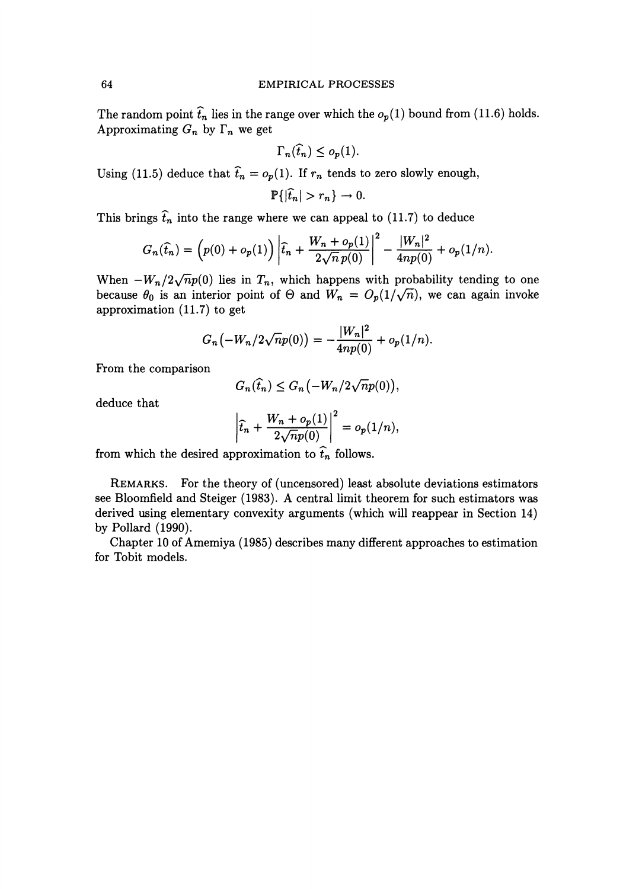The random point $\widehat{t}_n$ lies in the range over which the $o_p(1)$ bound from (11.6) holds. Approximating $G_n$ by $\Gamma_n$ we get

$$\Gamma_n(\widehat{t}_n) \leq o_p(1).$$

Using (11.5) deduce that $\widehat{t}_n = o_p(1)$. If $r_n$ tends to zero slowly enough,

$$\mathbb{P}\{|\widehat{t}_n| > r_n\} \to 0.$$

This brings $\widehat{t}_n$ into the range where we can appeal to (11.7) to deduce

$$G_n(\widehat{t}_n) = \big(p(0) + o_p(1)\big)\left|\widehat{t}_n + \frac{W_n + o_p(1)}{2\sqrt{n}\,p(0)}\right|^2 - \frac{|W_n|^2}{4np(0)} + o_p(1/n).$$

When $-W_n/2\sqrt{n}p(0)$ lies in $T_n$, which happens with probability tending to one because $\theta_0$ is an interior point of $\Theta$ and $W_n = O_p(1/\sqrt{n})$, we can again invoke approximation (11.7) to get

$$G_n\big(-W_n/2\sqrt{n}p(0)\big) = -\frac{|W_n|^2}{4np(0)} + o_p(1/n).$$

From the comparison

$$G_n(\widehat{t}_n) \leq G_n\big(-W_n/2\sqrt{n}p(0)\big),$$

deduce that

$$\left|\widehat{t}_n + \frac{W_n + o_p(1)}{2\sqrt{n}p(0)}\right|^2 = o_p(1/n),$$

from which the desired approximation to $\widehat{t}_n$ follows.

Remarks. For the theory of (uncensored) least absolute deviations estimators see Bloomfield and Steiger (1983). A central limit theorem for such estimators was derived using elementary convexity arguments (which will reappear in Section 14) by Pollard (1990).

Chapter 10 of Amemiya (1985) describes many different approaches to estimation for Tobit models.